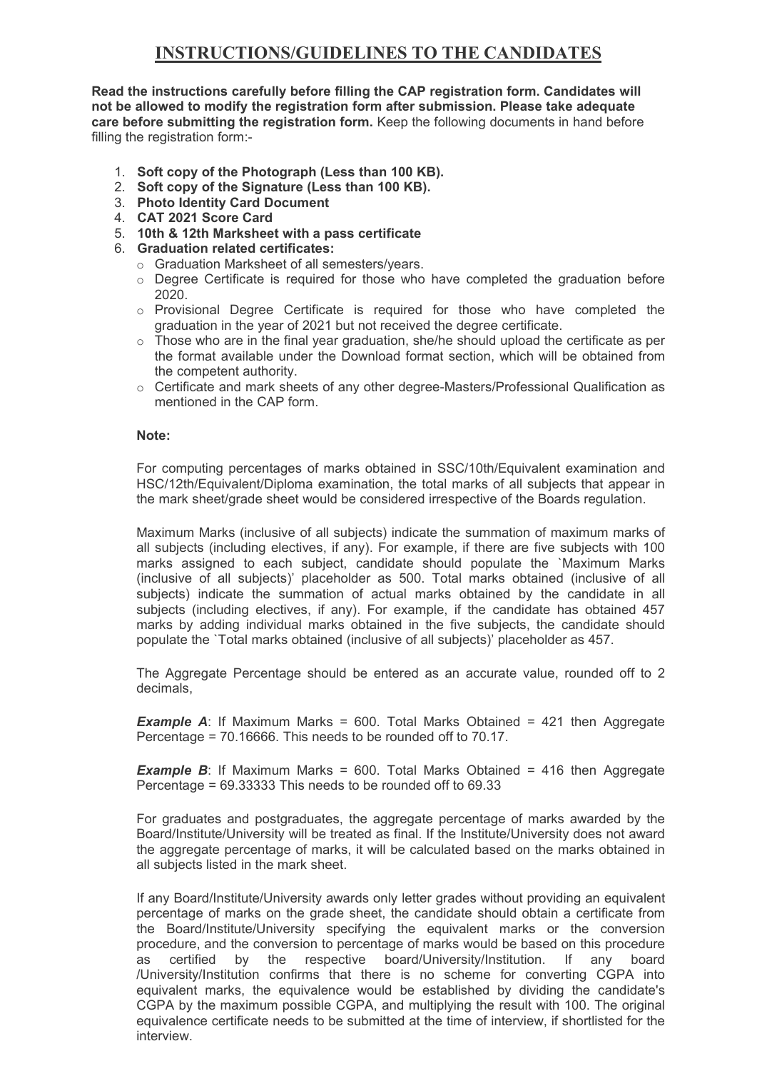# INSTRUCTIONS/GUIDELINES TO THE CANDIDATES

**Read the instructions carefully before filling the CAP registration form. Candidates will not be allowed to modify the registration form after submission. Please take adequate care before submitting the registration form.** Keep the following documents in hand before filling the registration form:-

1. **Soft copy of the Photograph (Less than 100 KB).**
2. **Soft copy of the Signature (Less than 100 KB).**
3. **Photo Identity Card Document**
4. **CAT 2021 Score Card**
5. **10th & 12th Marksheet with a pass certificate**
6. **Graduation related certificates:**
   - Graduation Marksheet of all semesters/years.
   - Degree Certificate is required for those who have completed the graduation before 2020.
   - Provisional Degree Certificate is required for those who have completed the graduation in the year of 2021 but not received the degree certificate.
   - Those who are in the final year graduation, she/he should upload the certificate as per the format available under the Download format section, which will be obtained from the competent authority.
   - Certificate and mark sheets of any other degree-Masters/Professional Qualification as mentioned in the CAP form.

**Note:**

For computing percentages of marks obtained in SSC/10th/Equivalent examination and HSC/12th/Equivalent/Diploma examination, the total marks of all subjects that appear in the mark sheet/grade sheet would be considered irrespective of the Boards regulation.

Maximum Marks (inclusive of all subjects) indicate the summation of maximum marks of all subjects (including electives, if any). For example, if there are five subjects with 100 marks assigned to each subject, candidate should populate the `Maximum Marks (inclusive of all subjects)' placeholder as 500. Total marks obtained (inclusive of all subjects) indicate the summation of actual marks obtained by the candidate in all subjects (including electives, if any). For example, if the candidate has obtained 457 marks by adding individual marks obtained in the five subjects, the candidate should populate the `Total marks obtained (inclusive of all subjects)' placeholder as 457.

The Aggregate Percentage should be entered as an accurate value, rounded off to 2 decimals,

***Example A***: If Maximum Marks = 600. Total Marks Obtained = 421 then Aggregate Percentage = 70.16666. This needs to be rounded off to 70.17.

***Example B***: If Maximum Marks = 600. Total Marks Obtained = 416 then Aggregate Percentage = 69.33333 This needs to be rounded off to 69.33

For graduates and postgraduates, the aggregate percentage of marks awarded by the Board/Institute/University will be treated as final. If the Institute/University does not award the aggregate percentage of marks, it will be calculated based on the marks obtained in all subjects listed in the mark sheet.

If any Board/Institute/University awards only letter grades without providing an equivalent percentage of marks on the grade sheet, the candidate should obtain a certificate from the Board/Institute/University specifying the equivalent marks or the conversion procedure, and the conversion to percentage of marks would be based on this procedure as certified by the respective board/University/Institution. If any board /University/Institution confirms that there is no scheme for converting CGPA into equivalent marks, the equivalence would be established by dividing the candidate's CGPA by the maximum possible CGPA, and multiplying the result with 100. The original equivalence certificate needs to be submitted at the time of interview, if shortlisted for the interview.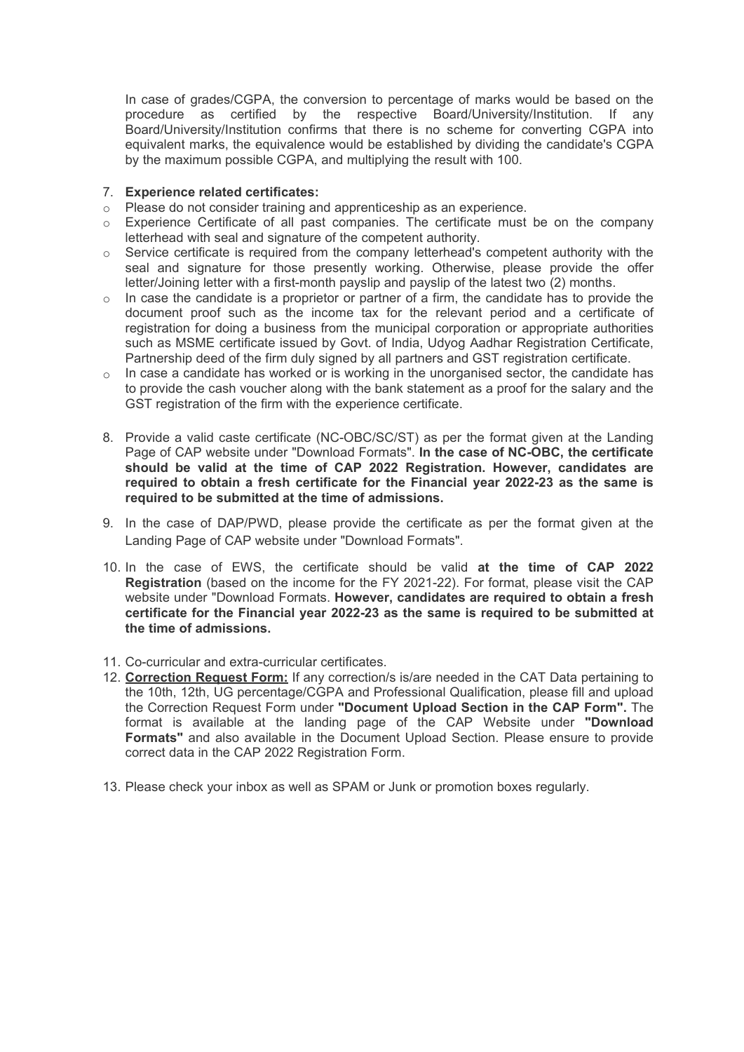In case of grades/CGPA, the conversion to percentage of marks would be based on the procedure as certified by the respective Board/University/Institution. If any Board/University/Institution confirms that there is no scheme for converting CGPA into equivalent marks, the equivalence would be established by dividing the candidate's CGPA by the maximum possible CGPA, and multiplying the result with 100.

7. **Experience related certificates:**
   - Please do not consider training and apprenticeship as an experience.
   - Experience Certificate of all past companies. The certificate must be on the company letterhead with seal and signature of the competent authority.
   - Service certificate is required from the company letterhead's competent authority with the seal and signature for those presently working. Otherwise, please provide the offer letter/Joining letter with a first-month payslip and payslip of the latest two (2) months.
   - In case the candidate is a proprietor or partner of a firm, the candidate has to provide the document proof such as the income tax for the relevant period and a certificate of registration for doing a business from the municipal corporation or appropriate authorities such as MSME certificate issued by Govt. of India, Udyog Aadhar Registration Certificate, Partnership deed of the firm duly signed by all partners and GST registration certificate.
   - In case a candidate has worked or is working in the unorganised sector, the candidate has to provide the cash voucher along with the bank statement as a proof for the salary and the GST registration of the firm with the experience certificate.

8. Provide a valid caste certificate (NC-OBC/SC/ST) as per the format given at the Landing Page of CAP website under "Download Formats". **In the case of NC-OBC, the certificate should be valid at the time of CAP 2022 Registration. However, candidates are required to obtain a fresh certificate for the Financial year 2022-23 as the same is required to be submitted at the time of admissions.**

9. In the case of DAP/PWD, please provide the certificate as per the format given at the Landing Page of CAP website under "Download Formats".

10. In the case of EWS, the certificate should be valid **at the time of CAP 2022 Registration** (based on the income for the FY 2021-22). For format, please visit the CAP website under "Download Formats. **However, candidates are required to obtain a fresh certificate for the Financial year 2022-23 as the same is required to be submitted at the time of admissions.**

11. Co-curricular and extra-curricular certificates.
12. **Correction Request Form:** If any correction/s is/are needed in the CAT Data pertaining to the 10th, 12th, UG percentage/CGPA and Professional Qualification, please fill and upload the Correction Request Form under **"Document Upload Section in the CAP Form".** The format is available at the landing page of the CAP Website under **"Download Formats"** and also available in the Document Upload Section. Please ensure to provide correct data in the CAP 2022 Registration Form.

13. Please check your inbox as well as SPAM or Junk or promotion boxes regularly.